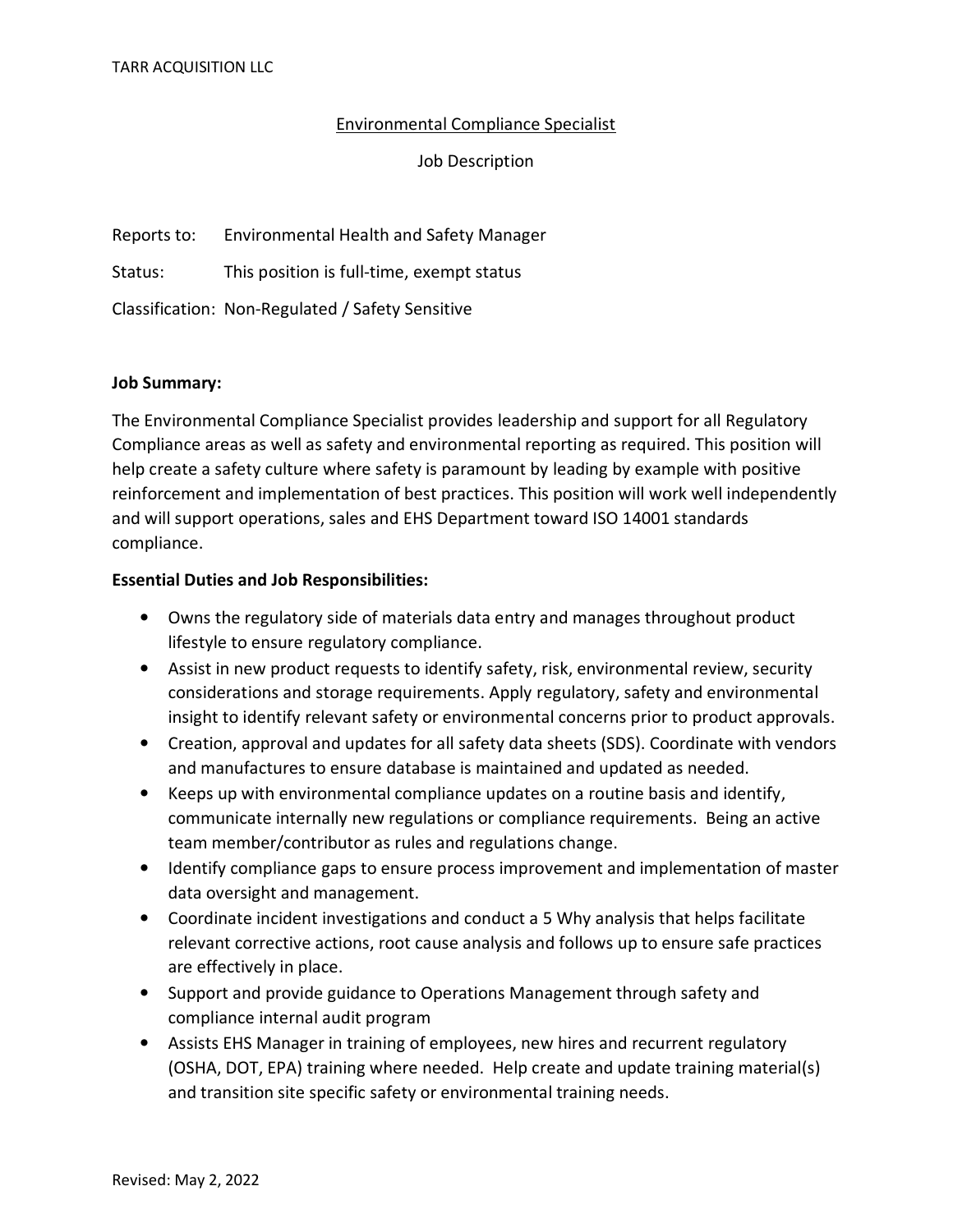TARR ACQUISITION LLC

# Environmental Compliance Specialist

Job Description

Reports to: Environmental Health and Safety Manager

Status: This position is full-time, exempt status

Classification: Non-Regulated / Safety Sensitive

**Job Summary:**

The Environmental Compliance Specialist provides leadership and support for all Regulatory Compliance areas as well as safety and environmental reporting as required. This position will help create a safety culture where safety is paramount by leading by example with positive reinforcement and implementation of best practices. This position will work well independently and will support operations, sales and EHS Department toward ISO 14001 standards compliance.

**Essential Duties and Job Responsibilities:**

- Owns the regulatory side of materials data entry and manages throughout product lifestyle to ensure regulatory compliance.
- Assist in new product requests to identify safety, risk, environmental review, security considerations and storage requirements. Apply regulatory, safety and environmental insight to identify relevant safety or environmental concerns prior to product approvals.
- Creation, approval and updates for all safety data sheets (SDS). Coordinate with vendors and manufactures to ensure database is maintained and updated as needed.
- Keeps up with environmental compliance updates on a routine basis and identify, communicate internally new regulations or compliance requirements. Being an active team member/contributor as rules and regulations change.
- Identify compliance gaps to ensure process improvement and implementation of master data oversight and management.
- Coordinate incident investigations and conduct a 5 Why analysis that helps facilitate relevant corrective actions, root cause analysis and follows up to ensure safe practices are effectively in place.
- Support and provide guidance to Operations Management through safety and compliance internal audit program
- Assists EHS Manager in training of employees, new hires and recurrent regulatory (OSHA, DOT, EPA) training where needed. Help create and update training material(s) and transition site specific safety or environmental training needs.

Revised: May 2, 2022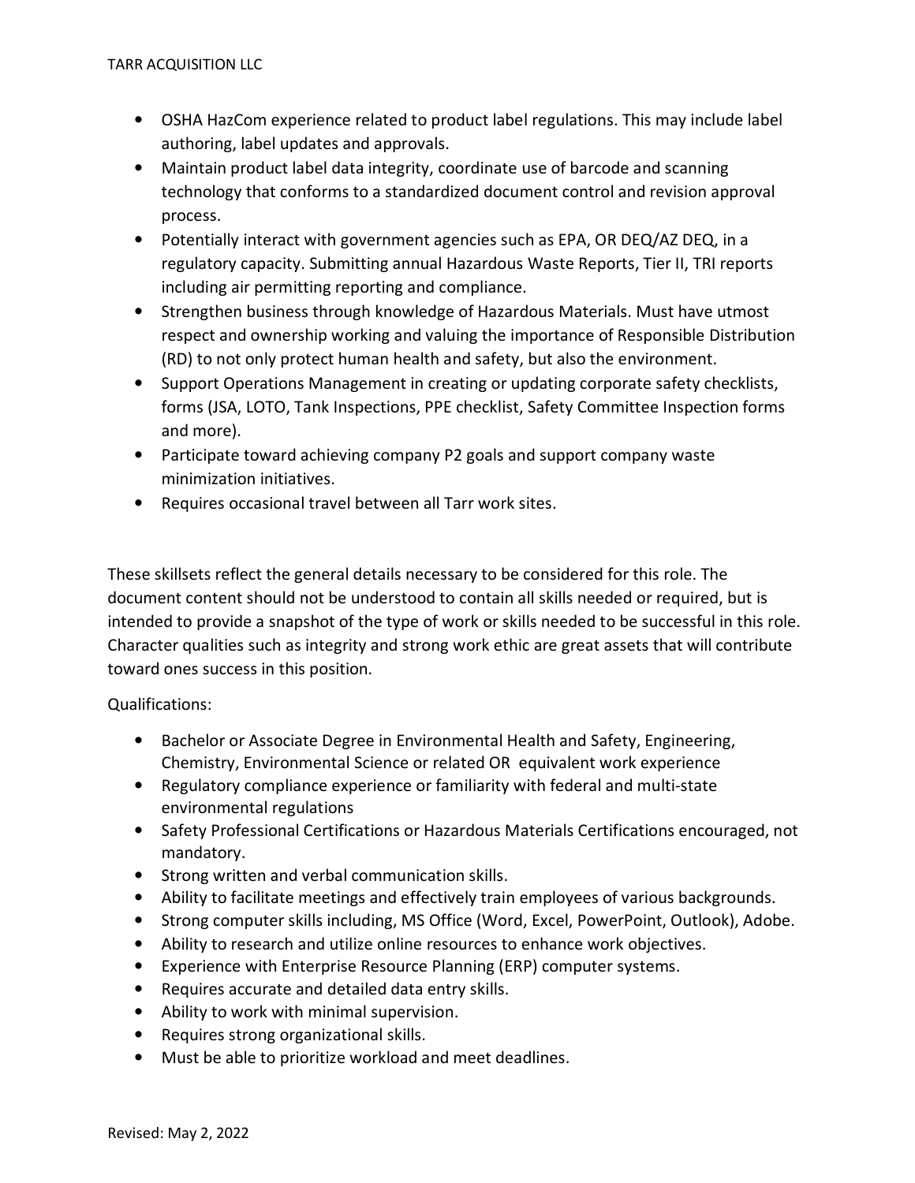- OSHA HazCom experience related to product label regulations. This may include label authoring, label updates and approvals.
- Maintain product label data integrity, coordinate use of barcode and scanning technology that conforms to a standardized document control and revision approval process.
- Potentially interact with government agencies such as EPA, OR DEQ/AZ DEQ, in a regulatory capacity. Submitting annual Hazardous Waste Reports, Tier II, TRI reports including air permitting reporting and compliance.
- Strengthen business through knowledge of Hazardous Materials. Must have utmost respect and ownership working and valuing the importance of Responsible Distribution (RD) to not only protect human health and safety, but also the environment.
- Support Operations Management in creating or updating corporate safety checklists, forms (JSA, LOTO, Tank Inspections, PPE checklist, Safety Committee Inspection forms and more).
- Participate toward achieving company P2 goals and support company waste minimization initiatives.
- Requires occasional travel between all Tarr work sites.

These skillsets reflect the general details necessary to be considered for this role. The document content should not be understood to contain all skills needed or required, but is intended to provide a snapshot of the type of work or skills needed to be successful in this role. Character qualities such as integrity and strong work ethic are great assets that will contribute toward ones success in this position.

Qualifications:

- Bachelor or Associate Degree in Environmental Health and Safety, Engineering, Chemistry, Environmental Science or related OR equivalent work experience
- Regulatory compliance experience or familiarity with federal and multi-state environmental regulations
- Safety Professional Certifications or Hazardous Materials Certifications encouraged, not mandatory.
- Strong written and verbal communication skills.
- Ability to facilitate meetings and effectively train employees of various backgrounds.
- Strong computer skills including, MS Office (Word, Excel, PowerPoint, Outlook), Adobe.
- Ability to research and utilize online resources to enhance work objectives.
- Experience with Enterprise Resource Planning (ERP) computer systems.
- Requires accurate and detailed data entry skills.
- Ability to work with minimal supervision.
- Requires strong organizational skills.
- Must be able to prioritize workload and meet deadlines.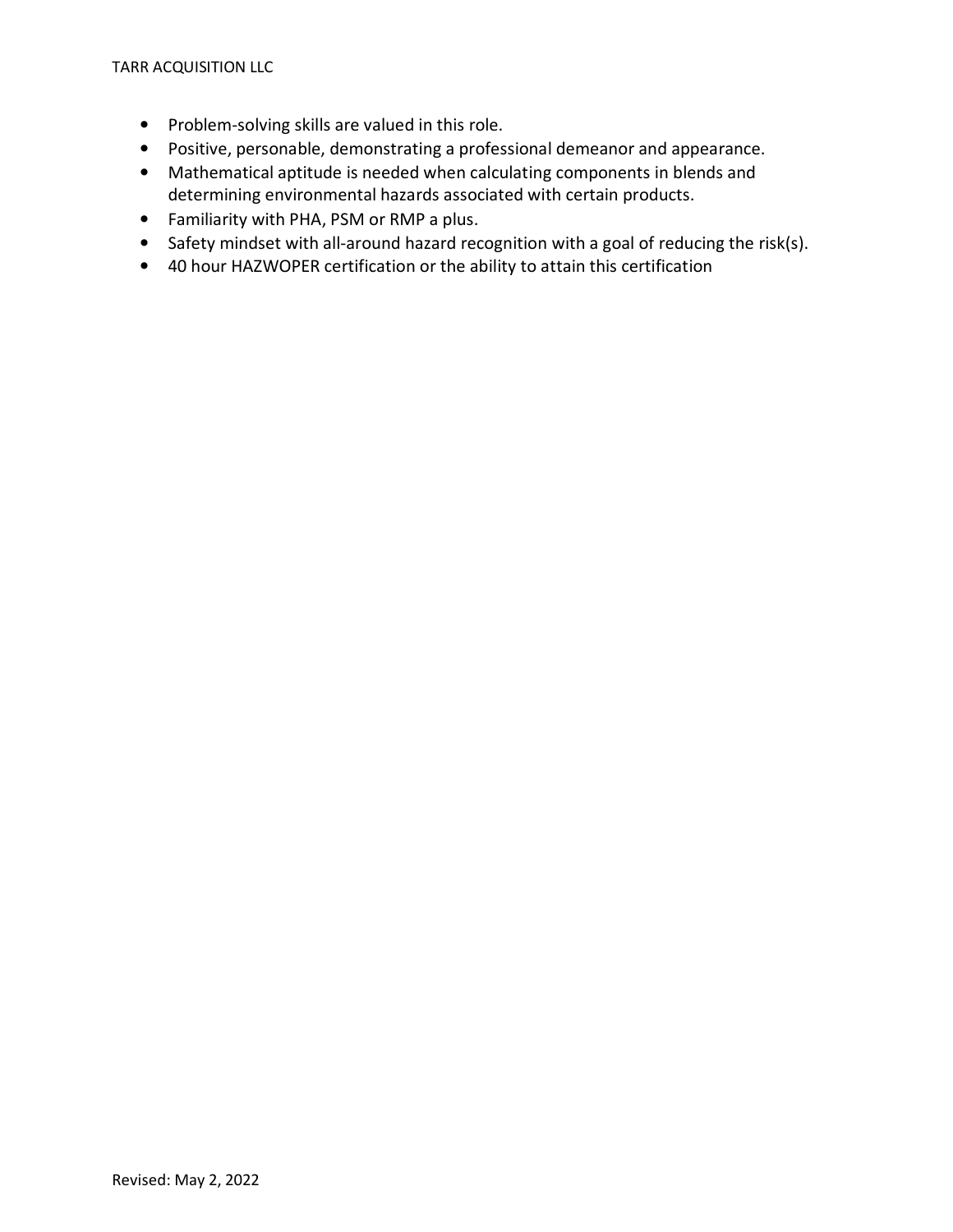- Problem-solving skills are valued in this role.
- Positive, personable, demonstrating a professional demeanor and appearance.
- Mathematical aptitude is needed when calculating components in blends and determining environmental hazards associated with certain products.
- Familiarity with PHA, PSM or RMP a plus.
- Safety mindset with all-around hazard recognition with a goal of reducing the risk(s).
- 40 hour HAZWOPER certification or the ability to attain this certification